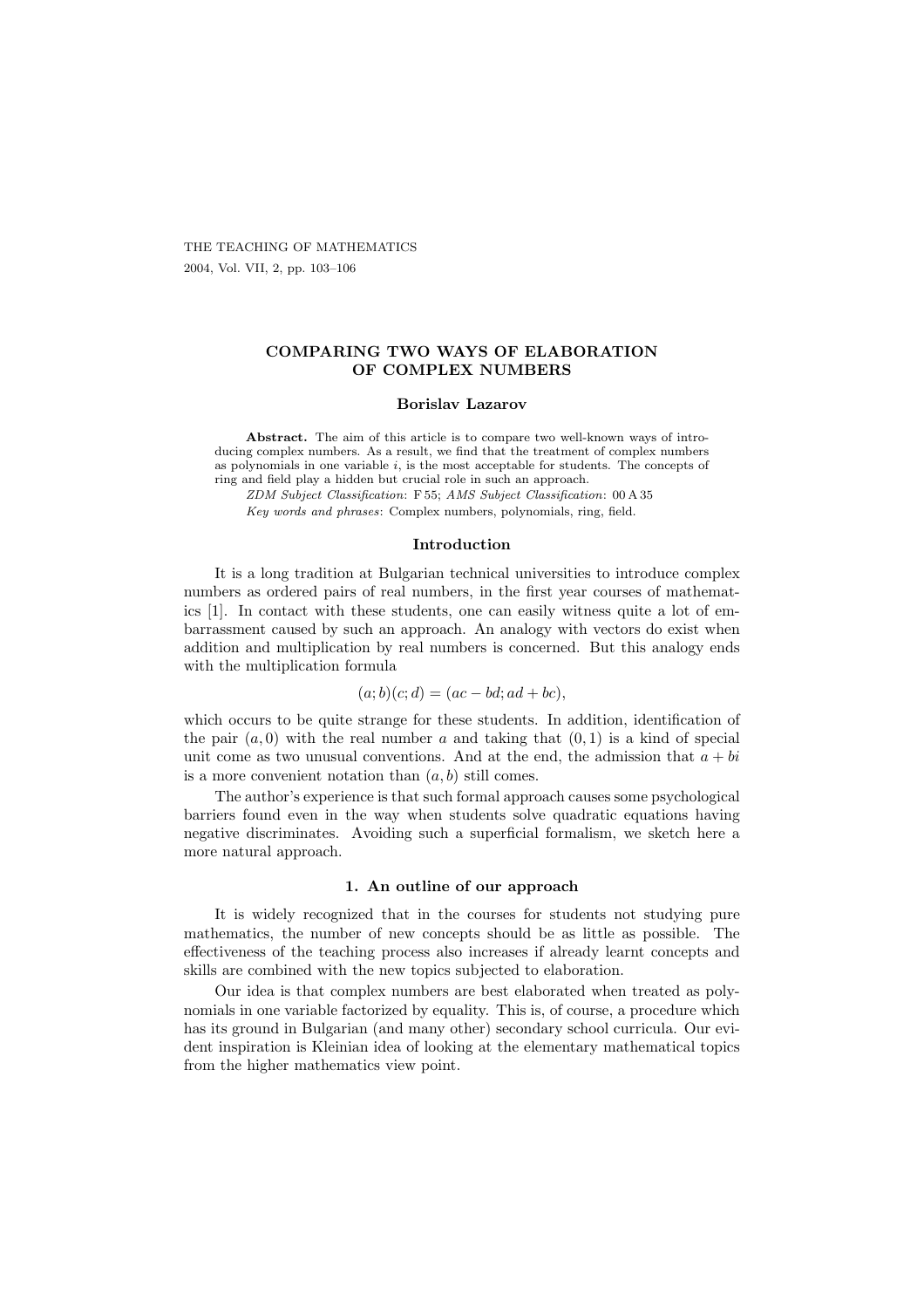# COMPARING TWO WAYS OF ELABORATION OF COMPLEX NUMBERS

**Borislav Lazarov**

**Abstract.** The aim of this article is to compare two well-known ways of introducing complex numbers. As a result, we find that the treatment of complex numbers as polynomials in one variable $i$, is the most acceptable for students. The concepts of ring and field play a hidden but crucial role in such an approach.

*ZDM Subject Classification*: F 55; *AMS Subject Classification*: 00 A 35

*Key words and phrases*: Complex numbers, polynomials, ring, field.

## Introduction

It is a long tradition at Bulgarian technical universities to introduce complex numbers as ordered pairs of real numbers, in the first year courses of mathematics [1]. In contact with these students, one can easily witness quite a lot of embarrassment caused by such an approach. An analogy with vectors do exist when addition and multiplication by real numbers is concerned. But this analogy ends with the multiplication formula

$$(a; b)(c; d) = (ac - bd; ad + bc),$$

which occurs to be quite strange for these students. In addition, identification of the pair $(a, 0)$ with the real number $a$ and taking that $(0, 1)$ is a kind of special unit come as two unusual conventions. And at the end, the admission that $a + bi$ is a more convenient notation than $(a, b)$ still comes.

The author's experience is that such formal approach causes some psychological barriers found even in the way when students solve quadratic equations having negative discriminates. Avoiding such a superficial formalism, we sketch here a more natural approach.

## 1. An outline of our approach

It is widely recognized that in the courses for students not studying pure mathematics, the number of new concepts should be as little as possible. The effectiveness of the teaching process also increases if already learnt concepts and skills are combined with the new topics subjected to elaboration.

Our idea is that complex numbers are best elaborated when treated as polynomials in one variable factorized by equality. This is, of course, a procedure which has its ground in Bulgarian (and many other) secondary school curricula. Our evident inspiration is Kleinian idea of looking at the elementary mathematical topics from the higher mathematics view point.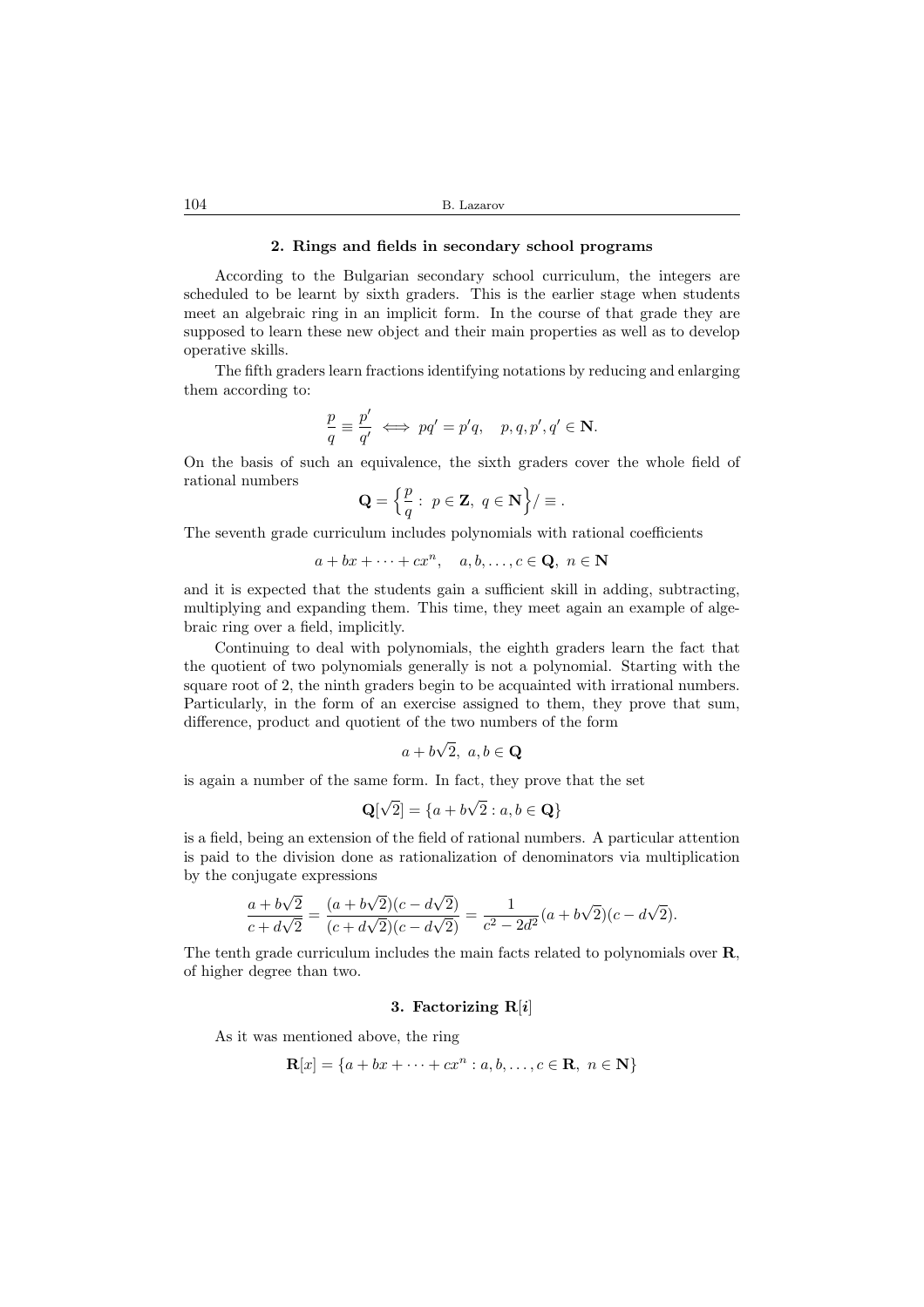## 2. Rings and fields in secondary school programs

According to the Bulgarian secondary school curriculum, the integers are scheduled to be learnt by sixth graders. This is the earlier stage when students meet an algebraic ring in an implicit form. In the course of that grade they are supposed to learn these new object and their main properties as well as to develop operative skills.

The fifth graders learn fractions identifying notations by reducing and enlarging them according to:

$$\frac{p}{q} \equiv \frac{p'}{q'} \iff pq' = p'q, \quad p, q, p', q' \in \mathbf{N}.$$

On the basis of such an equivalence, the sixth graders cover the whole field of rational numbers

$$\mathbf{Q} = \Big\{ \frac{p}{q} : \ p \in \mathbf{Z}, \ q \in \mathbf{N} \Big\} / \equiv .$$

The seventh grade curriculum includes polynomials with rational coefficients

$$a + bx + \cdots + cx^n, \quad a, b, \ldots, c \in \mathbf{Q}, \ n \in \mathbf{N}$$

and it is expected that the students gain a sufficient skill in adding, subtracting, multiplying and expanding them. This time, they meet again an example of algebraic ring over a field, implicitly.

Continuing to deal with polynomials, the eighth graders learn the fact that the quotient of two polynomials generally is not a polynomial. Starting with the square root of 2, the ninth graders begin to be acquainted with irrational numbers. Particularly, in the form of an exercise assigned to them, they prove that sum, difference, product and quotient of the two numbers of the form

$$a + b\sqrt{2}, \ a, b \in \mathbf{Q}$$

is again a number of the same form. In fact, they prove that the set

$$\mathbf{Q}[\sqrt{2}] = \{a + b\sqrt{2} : a, b \in \mathbf{Q}\}$$

is a field, being an extension of the field of rational numbers. A particular attention is paid to the division done as rationalization of denominators via multiplication by the conjugate expressions

$$\frac{a + b\sqrt{2}}{c + d\sqrt{2}} = \frac{(a + b\sqrt{2})(c - d\sqrt{2})}{(c + d\sqrt{2})(c - d\sqrt{2})} = \frac{1}{c^2 - 2d^2}(a + b\sqrt{2})(c - d\sqrt{2}).$$

The tenth grade curriculum includes the main facts related to polynomials over $\mathbf{R}$, of higher degree than two.

## 3. Factorizing $\mathbf{R}[i]$

As it was mentioned above, the ring

$$\mathbf{R}[x] = \{a + bx + \cdots + cx^n : a, b, \ldots, c \in \mathbf{R}, \ n \in \mathbf{N}\}$$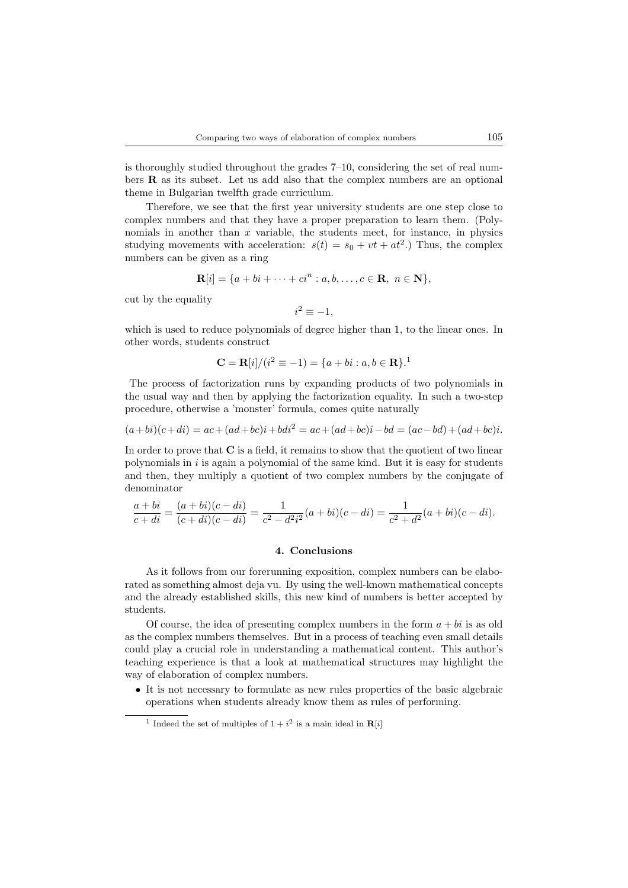is thoroughly studied throughout the grades 7–10, considering the set of real numbers $\mathbf{R}$ as its subset. Let us add also that the complex numbers are an optional theme in Bulgarian twelfth grade curriculum.

Therefore, we see that the first year university students are one step close to complex numbers and that they have a proper preparation to learn them. (Polynomials in another than $x$ variable, the students meet, for instance, in physics studying movements with acceleration: $s(t) = s_0 + vt + at^2$.) Thus, the complex numbers can be given as a ring

$$\mathbf{R}[i] = \{a + bi + \cdots + ci^n : a, b, \ldots, c \in \mathbf{R},\ n \in \mathbf{N}\},$$

cut by the equality

$$i^2 \equiv -1,$$

which is used to reduce polynomials of degree higher than 1, to the linear ones. In other words, students construct

$$\mathbf{C} = \mathbf{R}[i]/(i^2 \equiv -1) = \{a + bi : a, b \in \mathbf{R}\}.[1]$$

The process of factorization runs by expanding products of two polynomials in the usual way and then by applying the factorization equality. In such a two-step procedure, otherwise a 'monster' formula, comes quite naturally

$$(a+bi)(c+di) = ac + (ad+bc)i + bdi^2 = ac + (ad+bc)i - bd = (ac-bd) + (ad+bc)i.$$

In order to prove that $\mathbf{C}$ is a field, it remains to show that the quotient of two linear polynomials in $i$ is again a polynomial of the same kind. But it is easy for students and then, they multiply a quotient of two complex numbers by the conjugate of denominator

$$\frac{a+bi}{c+di} = \frac{(a+bi)(c-di)}{(c+di)(c-di)} = \frac{1}{c^2 - d^2 i^2}(a+bi)(c-di) = \frac{1}{c^2+d^2}(a+bi)(c-di).$$

## 4. Conclusions

As it follows from our forerunning exposition, complex numbers can be elaborated as something almost deja vu. By using the well-known mathematical concepts and the already established skills, this new kind of numbers is better accepted by students.

Of course, the idea of presenting complex numbers in the form $a + bi$ is as old as the complex numbers themselves. But in a process of teaching even small details could play a crucial role in understanding a mathematical content. This author's teaching experience is that a look at mathematical structures may highlight the way of elaboration of complex numbers.

- It is not necessary to formulate as new rules properties of the basic algebraic operations when students already know them as rules of performing.

[1] Indeed the set of multiples of $1 + i^2$ is a main ideal in $\mathbf{R}[i]$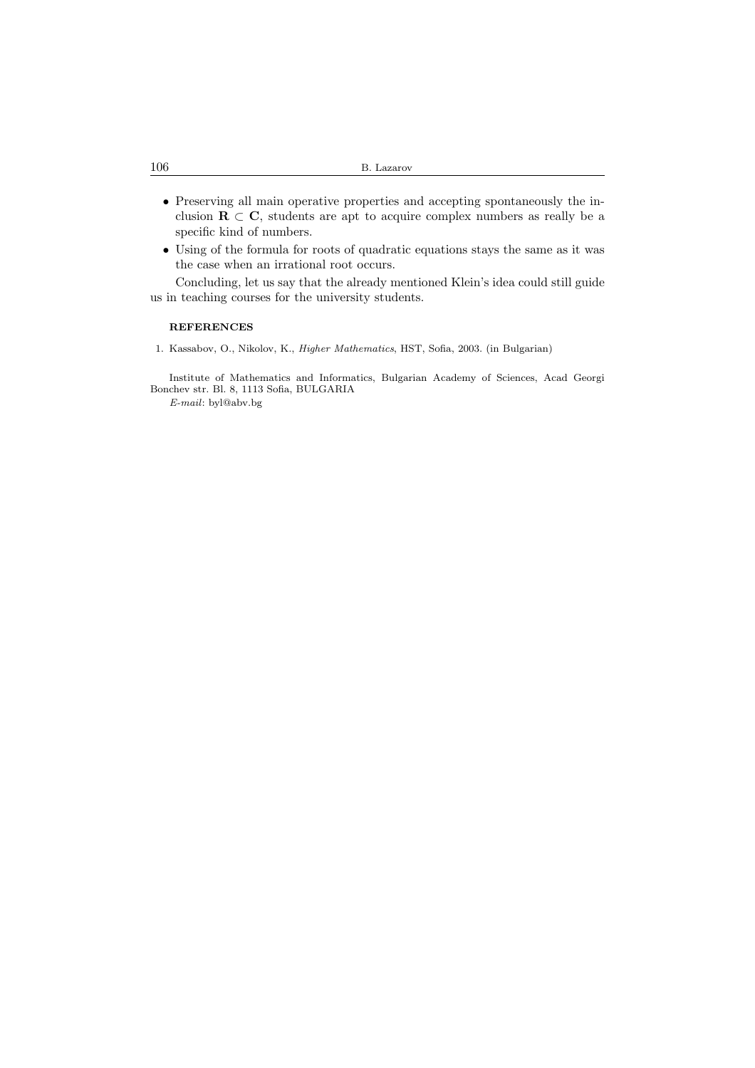- Preserving all main operative properties and accepting spontaneously the inclusion $\mathbf{R} \subset \mathbf{C}$, students are apt to acquire complex numbers as really be a specific kind of numbers.
- Using of the formula for roots of quadratic equations stays the same as it was the case when an irrational root occurs.

Concluding, let us say that the already mentioned Klein's idea could still guide us in teaching courses for the university students.

### REFERENCES

1. Kassabov, O., Nikolov, K., *Higher Mathematics*, HST, Sofia, 2003. (in Bulgarian)

Institute of Mathematics and Informatics, Bulgarian Academy of Sciences, Acad Georgi Bonchev str. Bl. 8, 1113 Sofia, BULGARIA

*E-mail*: byl@abv.bg